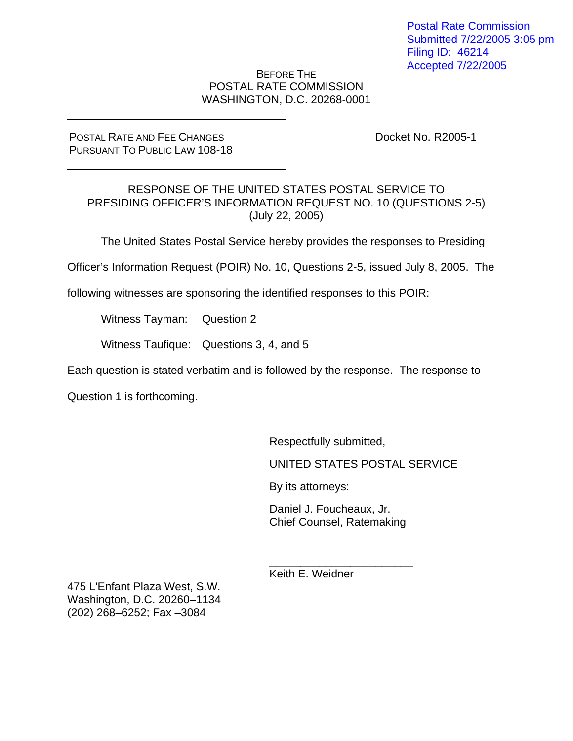Postal Rate Commission
Submitted 7/22/2005 3:05 pm
Filing ID: 46214
Accepted 7/22/2005

BEFORE THE
POSTAL RATE COMMISSION
WASHINGTON, D.C. 20268-0001

| POSTAL RATE AND FEE CHANGES PURSUANT TO PUBLIC LAW 108-18 | Docket No. R2005-1 |
|---|---|

RESPONSE OF THE UNITED STATES POSTAL SERVICE TO
PRESIDING OFFICER'S INFORMATION REQUEST NO. 10 (QUESTIONS 2-5)
(July 22, 2005)

The United States Postal Service hereby provides the responses to Presiding Officer's Information Request (POIR) No. 10, Questions 2-5, issued July 8, 2005. The following witnesses are sponsoring the identified responses to this POIR:

Witness Tayman: Question 2

Witness Taufique: Questions 3, 4, and 5

Each question is stated verbatim and is followed by the response. The response to Question 1 is forthcoming.

Respectfully submitted,

UNITED STATES POSTAL SERVICE

By its attorneys:

Daniel J. Foucheaux, Jr.
Chief Counsel, Ratemaking

______________________
Keith E. Weidner

475 L'Enfant Plaza West, S.W.
Washington, D.C. 20260–1134
(202) 268–6252; Fax –3084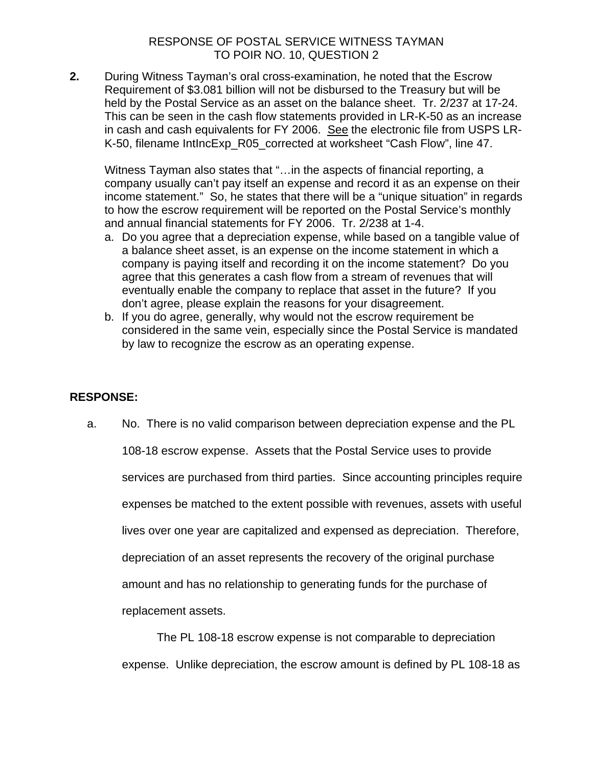RESPONSE OF POSTAL SERVICE WITNESS TAYMAN
TO POIR NO. 10, QUESTION 2

**2.** During Witness Tayman's oral cross-examination, he noted that the Escrow Requirement of $3.081 billion will not be disbursed to the Treasury but will be held by the Postal Service as an asset on the balance sheet. Tr. 2/237 at 17-24. This can be seen in the cash flow statements provided in LR-K-50 as an increase in cash and cash equivalents for FY 2006. See the electronic file from USPS LR-K-50, filename IntIncExp_R05_corrected at worksheet "Cash Flow", line 47.

Witness Tayman also states that "…in the aspects of financial reporting, a company usually can't pay itself an expense and record it as an expense on their income statement." So, he states that there will be a "unique situation" in regards to how the escrow requirement will be reported on the Postal Service's monthly and annual financial statements for FY 2006. Tr. 2/238 at 1-4.

a. Do you agree that a depreciation expense, while based on a tangible value of a balance sheet asset, is an expense on the income statement in which a company is paying itself and recording it on the income statement? Do you agree that this generates a cash flow from a stream of revenues that will eventually enable the company to replace that asset in the future? If you don't agree, please explain the reasons for your disagreement.

b. If you do agree, generally, why would not the escrow requirement be considered in the same vein, especially since the Postal Service is mandated by law to recognize the escrow as an operating expense.

**RESPONSE:**

a. No. There is no valid comparison between depreciation expense and the PL 108-18 escrow expense. Assets that the Postal Service uses to provide services are purchased from third parties. Since accounting principles require expenses be matched to the extent possible with revenues, assets with useful lives over one year are capitalized and expensed as depreciation. Therefore, depreciation of an asset represents the recovery of the original purchase amount and has no relationship to generating funds for the purchase of replacement assets.

The PL 108-18 escrow expense is not comparable to depreciation expense. Unlike depreciation, the escrow amount is defined by PL 108-18 as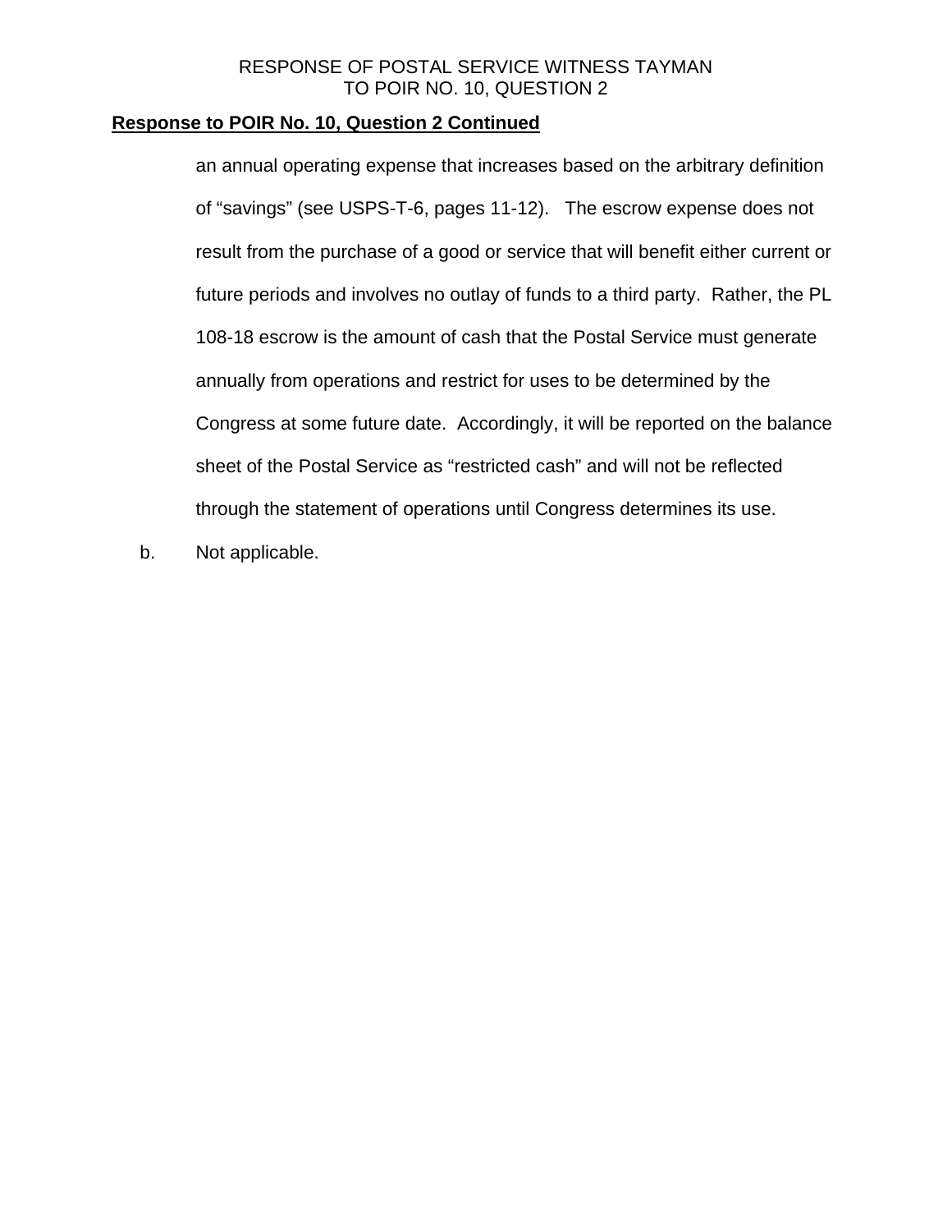**Response to POIR No. 10, Question 2 Continued**

an annual operating expense that increases based on the arbitrary definition of “savings” (see USPS-T-6, pages 11-12). The escrow expense does not result from the purchase of a good or service that will benefit either current or future periods and involves no outlay of funds to a third party. Rather, the PL 108-18 escrow is the amount of cash that the Postal Service must generate annually from operations and restrict for uses to be determined by the Congress at some future date. Accordingly, it will be reported on the balance sheet of the Postal Service as “restricted cash” and will not be reflected through the statement of operations until Congress determines its use.

b. Not applicable.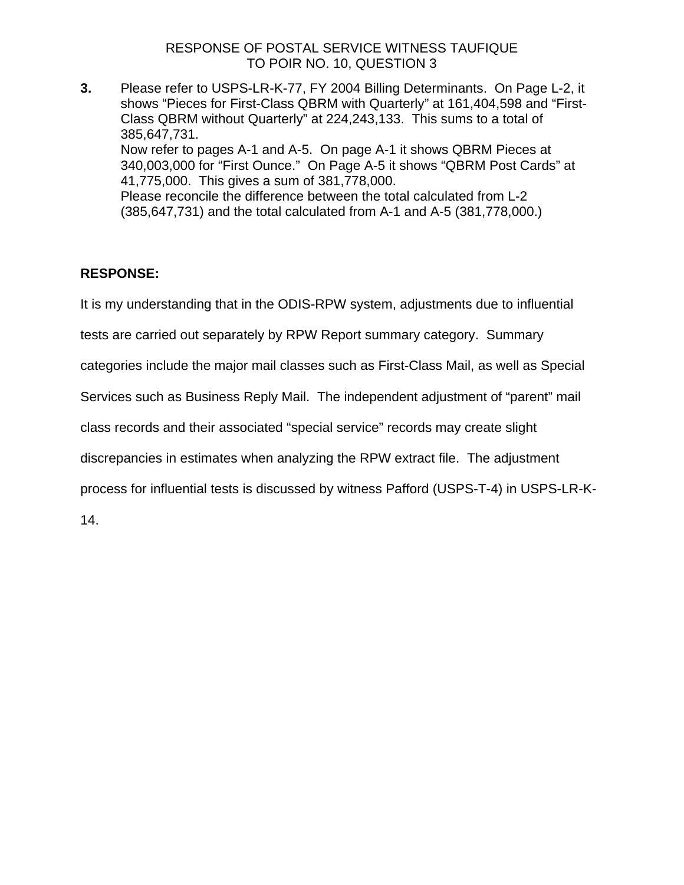RESPONSE OF POSTAL SERVICE WITNESS TAUFIQUE
TO POIR NO. 10, QUESTION 3

**3.** Please refer to USPS-LR-K-77, FY 2004 Billing Determinants. On Page L-2, it shows "Pieces for First-Class QBRM with Quarterly" at 161,404,598 and "First-Class QBRM without Quarterly" at 224,243,133. This sums to a total of 385,647,731.
Now refer to pages A-1 and A-5. On page A-1 it shows QBRM Pieces at 340,003,000 for "First Ounce." On Page A-5 it shows "QBRM Post Cards" at 41,775,000. This gives a sum of 381,778,000.
Please reconcile the difference between the total calculated from L-2 (385,647,731) and the total calculated from A-1 and A-5 (381,778,000.)

**RESPONSE:**

It is my understanding that in the ODIS-RPW system, adjustments due to influential tests are carried out separately by RPW Report summary category. Summary categories include the major mail classes such as First-Class Mail, as well as Special Services such as Business Reply Mail. The independent adjustment of "parent" mail class records and their associated "special service" records may create slight discrepancies in estimates when analyzing the RPW extract file. The adjustment process for influential tests is discussed by witness Pafford (USPS-T-4) in USPS-LR-K-14.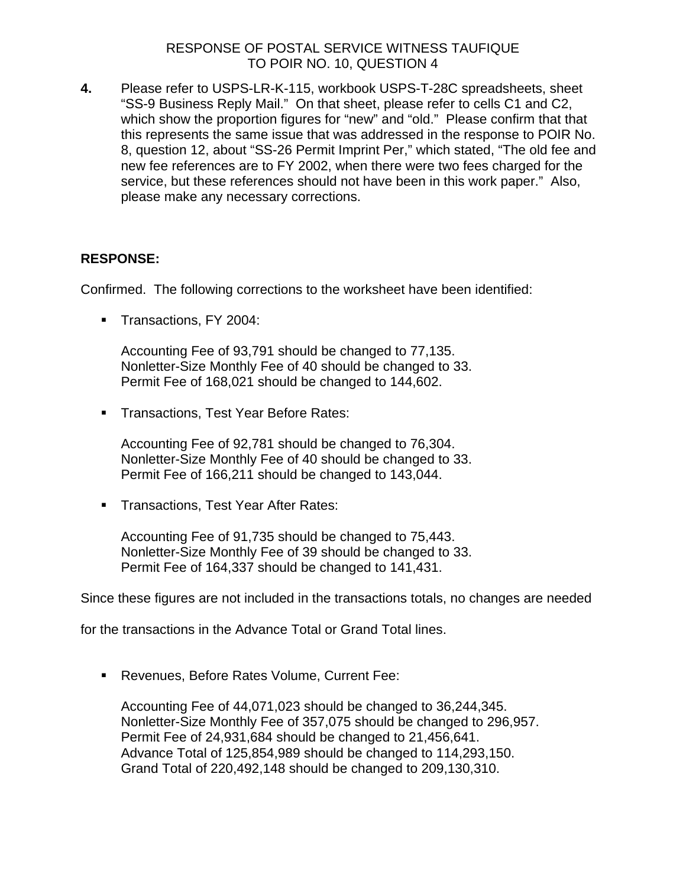RESPONSE OF POSTAL SERVICE WITNESS TAUFIQUE
TO POIR NO. 10, QUESTION 4

**4.** Please refer to USPS-LR-K-115, workbook USPS-T-28C spreadsheets, sheet "SS-9 Business Reply Mail." On that sheet, please refer to cells C1 and C2, which show the proportion figures for "new" and "old." Please confirm that that this represents the same issue that was addressed in the response to POIR No. 8, question 12, about "SS-26 Permit Imprint Per," which stated, "The old fee and new fee references are to FY 2002, when there were two fees charged for the service, but these references should not have been in this work paper." Also, please make any necessary corrections.

**RESPONSE:**

Confirmed. The following corrections to the worksheet have been identified:

- Transactions, FY 2004:

  Accounting Fee of 93,791 should be changed to 77,135.
  Nonletter-Size Monthly Fee of 40 should be changed to 33.
  Permit Fee of 168,021 should be changed to 144,602.

- Transactions, Test Year Before Rates:

  Accounting Fee of 92,781 should be changed to 76,304.
  Nonletter-Size Monthly Fee of 40 should be changed to 33.
  Permit Fee of 166,211 should be changed to 143,044.

- Transactions, Test Year After Rates:

  Accounting Fee of 91,735 should be changed to 75,443.
  Nonletter-Size Monthly Fee of 39 should be changed to 33.
  Permit Fee of 164,337 should be changed to 141,431.

Since these figures are not included in the transactions totals, no changes are needed for the transactions in the Advance Total or Grand Total lines.

- Revenues, Before Rates Volume, Current Fee:

  Accounting Fee of 44,071,023 should be changed to 36,244,345.
  Nonletter-Size Monthly Fee of 357,075 should be changed to 296,957.
  Permit Fee of 24,931,684 should be changed to 21,456,641.
  Advance Total of 125,854,989 should be changed to 114,293,150.
  Grand Total of 220,492,148 should be changed to 209,130,310.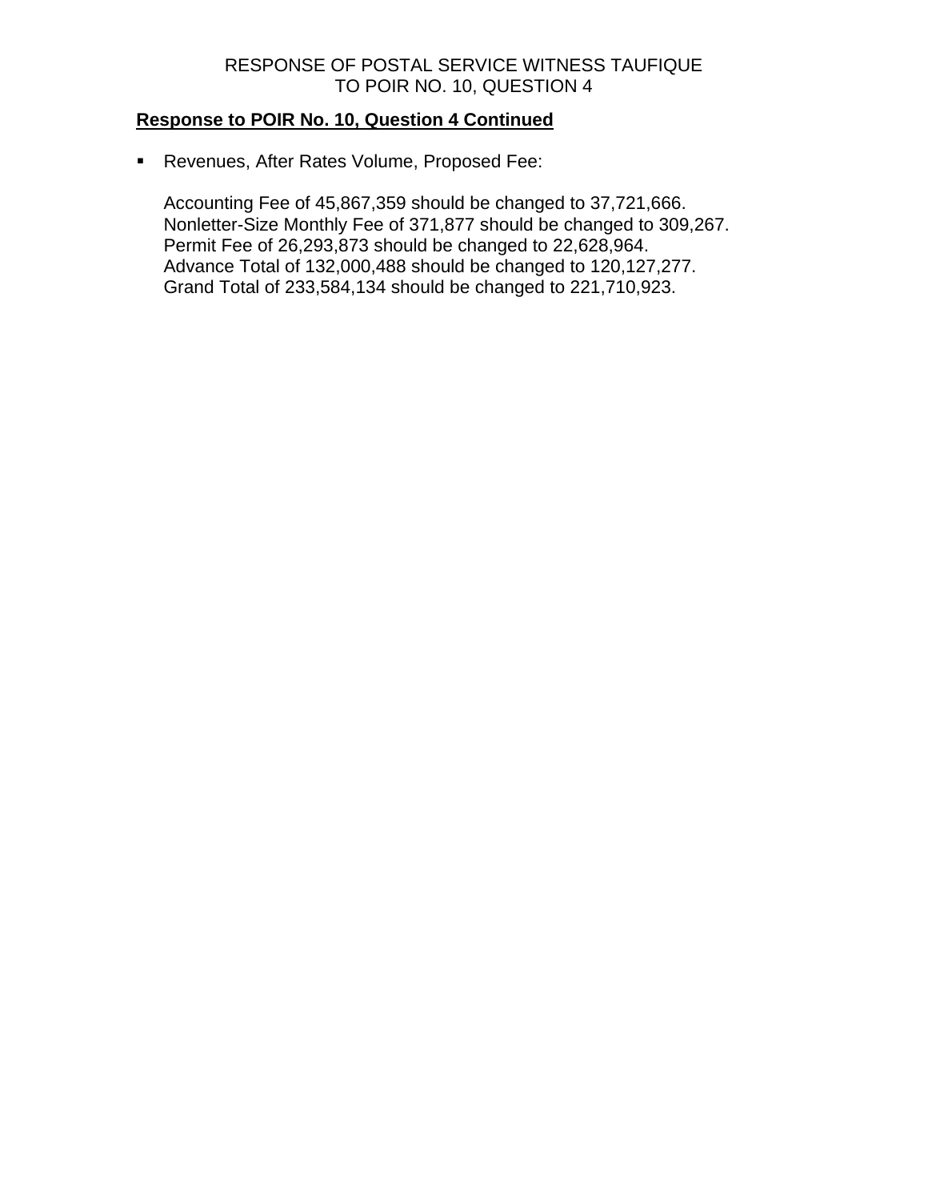**Response to POIR No. 10, Question 4 Continued**

- Revenues, After Rates Volume, Proposed Fee:

  Accounting Fee of 45,867,359 should be changed to 37,721,666.
  Nonletter-Size Monthly Fee of 371,877 should be changed to 309,267.
  Permit Fee of 26,293,873 should be changed to 22,628,964.
  Advance Total of 132,000,488 should be changed to 120,127,277.
  Grand Total of 233,584,134 should be changed to 221,710,923.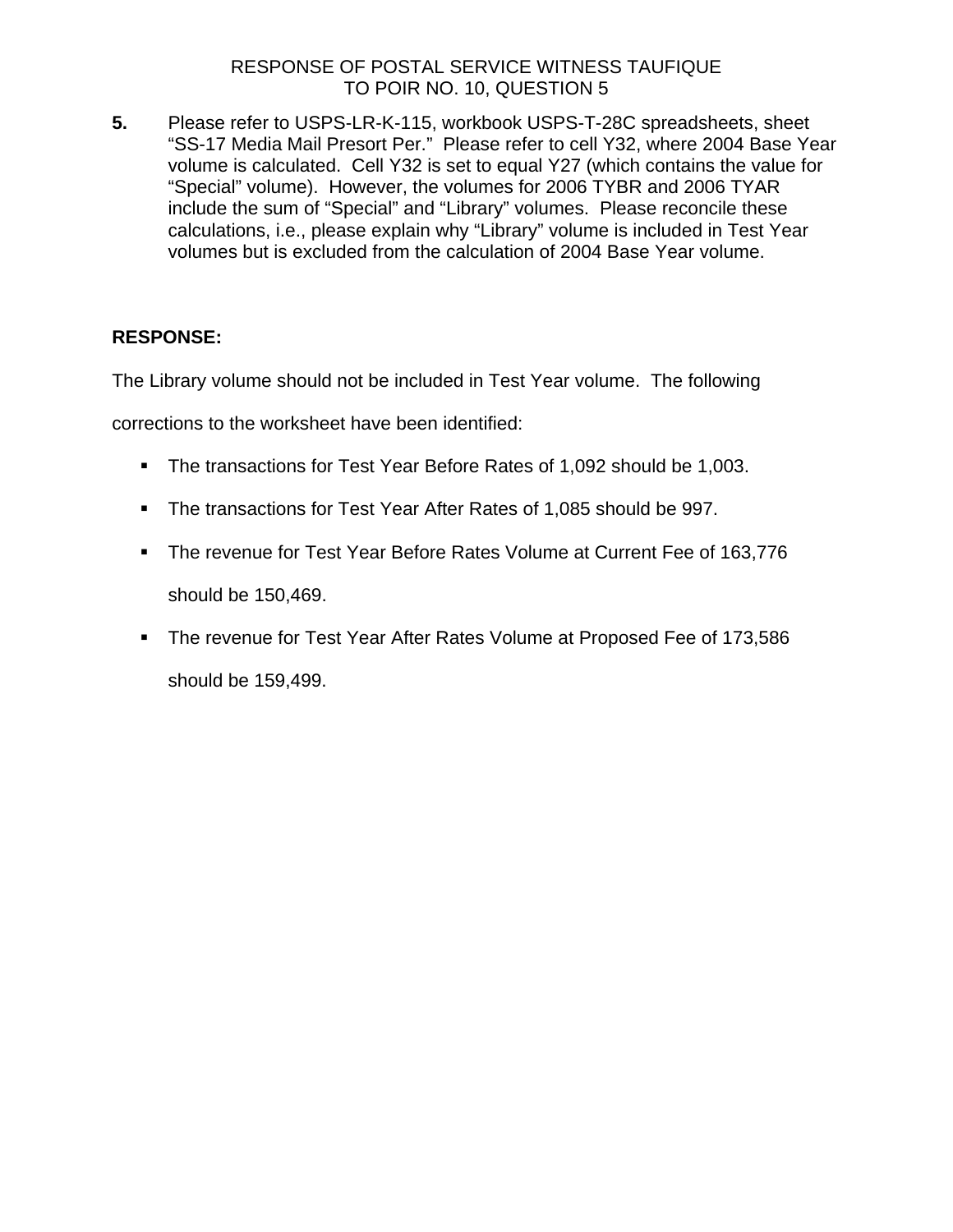RESPONSE OF POSTAL SERVICE WITNESS TAUFIQUE
TO POIR NO. 10, QUESTION 5

**5.** Please refer to USPS-LR-K-115, workbook USPS-T-28C spreadsheets, sheet "SS-17 Media Mail Presort Per." Please refer to cell Y32, where 2004 Base Year volume is calculated. Cell Y32 is set to equal Y27 (which contains the value for "Special" volume). However, the volumes for 2006 TYBR and 2006 TYAR include the sum of "Special" and "Library" volumes. Please reconcile these calculations, i.e., please explain why "Library" volume is included in Test Year volumes but is excluded from the calculation of 2004 Base Year volume.

**RESPONSE:**

The Library volume should not be included in Test Year volume. The following corrections to the worksheet have been identified:

- The transactions for Test Year Before Rates of 1,092 should be 1,003.
- The transactions for Test Year After Rates of 1,085 should be 997.
- The revenue for Test Year Before Rates Volume at Current Fee of 163,776 should be 150,469.
- The revenue for Test Year After Rates Volume at Proposed Fee of 173,586 should be 159,499.